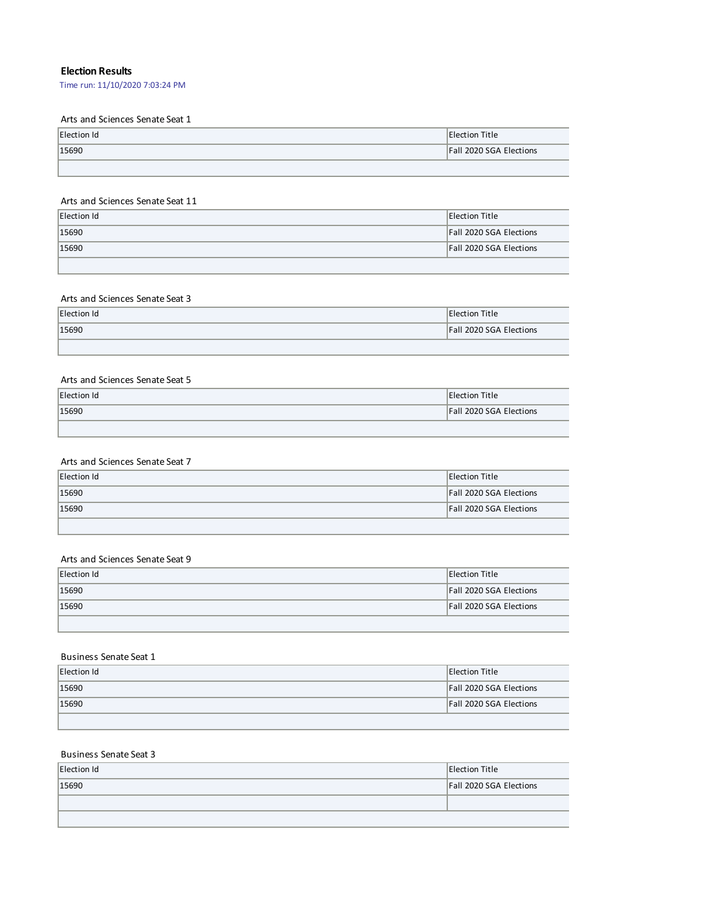**Election Results**

Time run: 11/10/2020 7:03:24 PM

Arts and Sciences Senate Seat 1

| Election Id | Election Title |
|---|---|
| 15690 | Fall 2020 SGA Elections |
| | |

Arts and Sciences Senate Seat 11

| Election Id | Election Title |
|---|---|
| 15690 | Fall 2020 SGA Elections |
| 15690 | Fall 2020 SGA Elections |
| | |

Arts and Sciences Senate Seat 3

| Election Id | Election Title |
|---|---|
| 15690 | Fall 2020 SGA Elections |
| | |

Arts and Sciences Senate Seat 5

| Election Id | Election Title |
|---|---|
| 15690 | Fall 2020 SGA Elections |
| | |

Arts and Sciences Senate Seat 7

| Election Id | Election Title |
|---|---|
| 15690 | Fall 2020 SGA Elections |
| 15690 | Fall 2020 SGA Elections |
| | |

Arts and Sciences Senate Seat 9

| Election Id | Election Title |
|---|---|
| 15690 | Fall 2020 SGA Elections |
| 15690 | Fall 2020 SGA Elections |
| | |

Business Senate Seat 1

| Election Id | Election Title |
|---|---|
| 15690 | Fall 2020 SGA Elections |
| 15690 | Fall 2020 SGA Elections |
| | |

Business Senate Seat 3

| Election Id | Election Title |
|---|---|
| 15690 | Fall 2020 SGA Elections |
| | |
| | |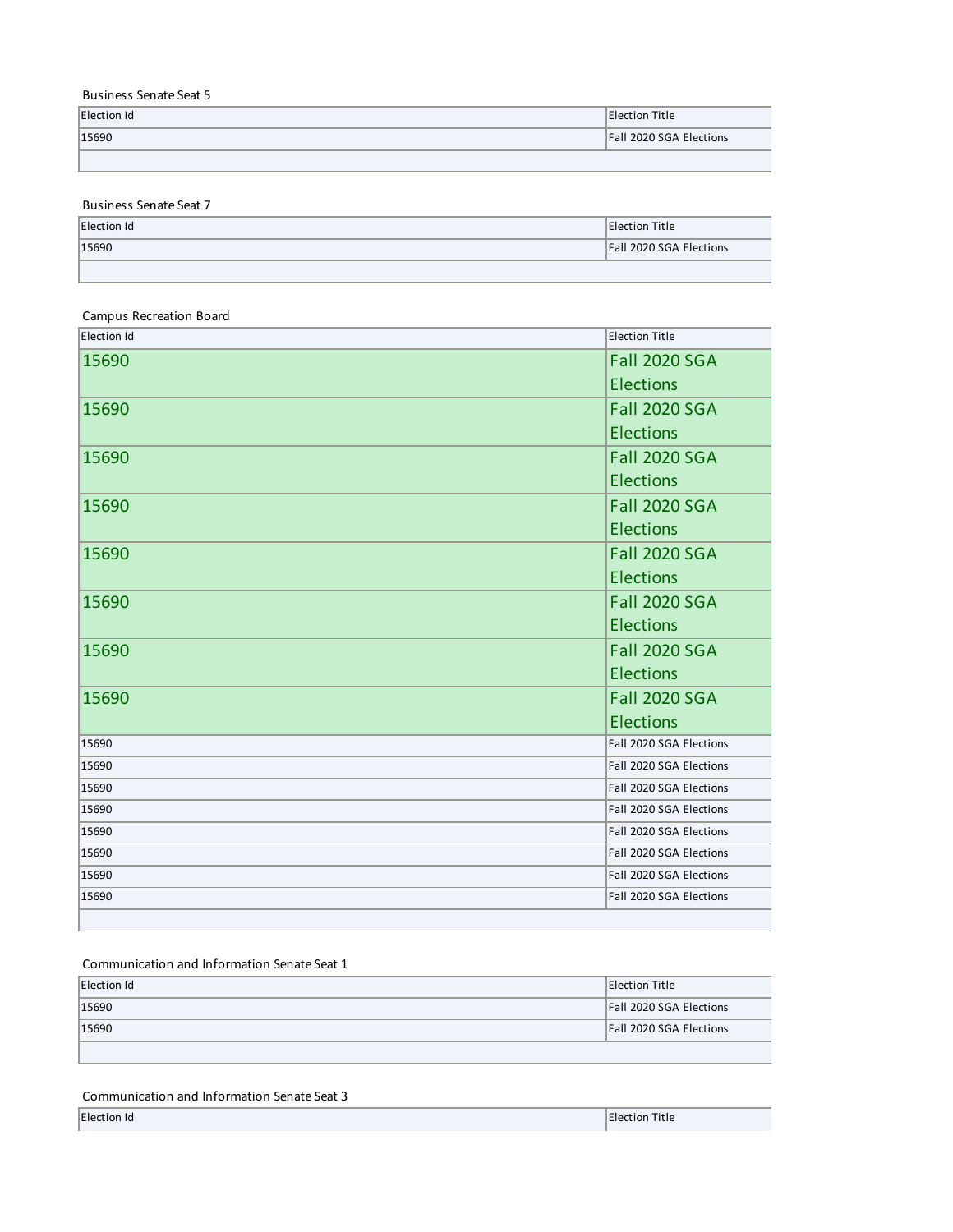Business Senate Seat 5

| Election Id | Election Title |
| --- | --- |
| 15690 | Fall 2020 SGA Elections |
| | |

Business Senate Seat 7

| Election Id | Election Title |
| --- | --- |
| 15690 | Fall 2020 SGA Elections |
| | |

Campus Recreation Board

| Election Id | Election Title |
| --- | --- |
| 15690 | Fall 2020 SGA Elections |
| 15690 | Fall 2020 SGA Elections |
| 15690 | Fall 2020 SGA Elections |
| 15690 | Fall 2020 SGA Elections |
| 15690 | Fall 2020 SGA Elections |
| 15690 | Fall 2020 SGA Elections |
| 15690 | Fall 2020 SGA Elections |
| 15690 | Fall 2020 SGA Elections |
| 15690 | Fall 2020 SGA Elections |
| 15690 | Fall 2020 SGA Elections |
| 15690 | Fall 2020 SGA Elections |
| 15690 | Fall 2020 SGA Elections |
| 15690 | Fall 2020 SGA Elections |
| 15690 | Fall 2020 SGA Elections |
| 15690 | Fall 2020 SGA Elections |
| 15690 | Fall 2020 SGA Elections |
| | |

Communication and Information Senate Seat 1

| Election Id | Election Title |
| --- | --- |
| 15690 | Fall 2020 SGA Elections |
| 15690 | Fall 2020 SGA Elections |
| | |

Communication and Information Senate Seat 3

| Election Id | Election Title |
| --- | --- |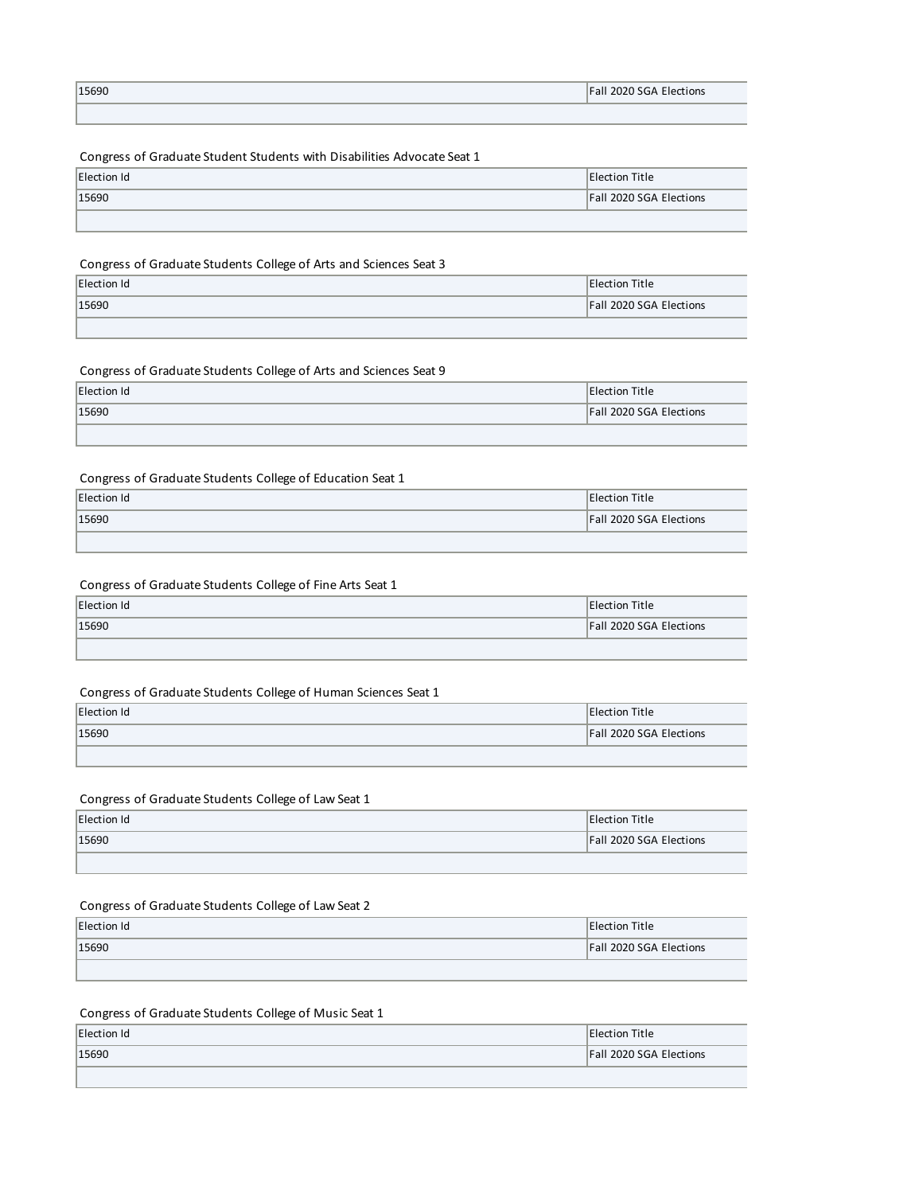| 15690 | Fall 2020 SGA Elections |
| --- | --- |
| | |

Congress of Graduate Student Students with Disabilities Advocate Seat 1

| Election Id | Election Title |
| --- | --- |
| 15690 | Fall 2020 SGA Elections |
| | |

Congress of Graduate Students College of Arts and Sciences Seat 3

| Election Id | Election Title |
| --- | --- |
| 15690 | Fall 2020 SGA Elections |
| | |

Congress of Graduate Students College of Arts and Sciences Seat 9

| Election Id | Election Title |
| --- | --- |
| 15690 | Fall 2020 SGA Elections |
| | |

Congress of Graduate Students College of Education Seat 1

| Election Id | Election Title |
| --- | --- |
| 15690 | Fall 2020 SGA Elections |
| | |

Congress of Graduate Students College of Fine Arts Seat 1

| Election Id | Election Title |
| --- | --- |
| 15690 | Fall 2020 SGA Elections |
| | |

Congress of Graduate Students College of Human Sciences Seat 1

| Election Id | Election Title |
| --- | --- |
| 15690 | Fall 2020 SGA Elections |
| | |

Congress of Graduate Students College of Law Seat 1

| Election Id | Election Title |
| --- | --- |
| 15690 | Fall 2020 SGA Elections |
| | |

Congress of Graduate Students College of Law Seat 2

| Election Id | Election Title |
| --- | --- |
| 15690 | Fall 2020 SGA Elections |
| | |

Congress of Graduate Students College of Music Seat 1

| Election Id | Election Title |
| --- | --- |
| 15690 | Fall 2020 SGA Elections |
| | |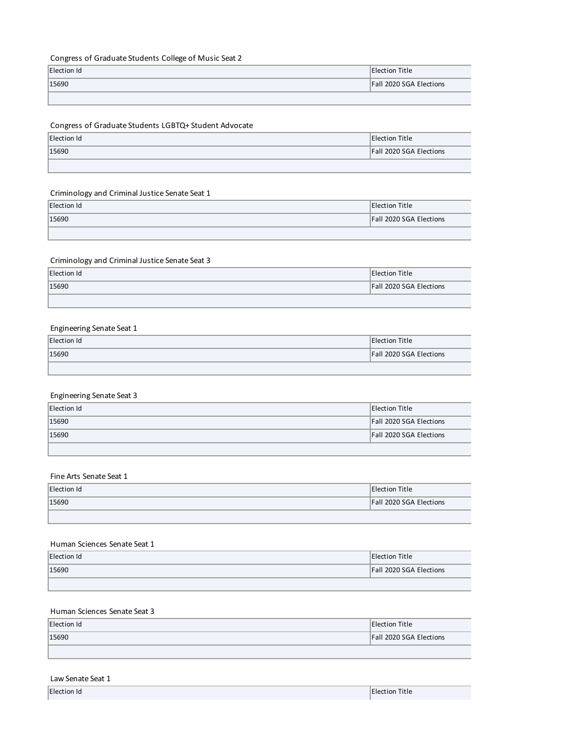Congress of Graduate Students College of Music Seat 2

| Election Id | Election Title |
| --- | --- |
| 15690 | Fall 2020 SGA Elections |
| | |

Congress of Graduate Students LGBTQ+ Student Advocate

| Election Id | Election Title |
| --- | --- |
| 15690 | Fall 2020 SGA Elections |
| | |

Criminology and Criminal Justice Senate Seat 1

| Election Id | Election Title |
| --- | --- |
| 15690 | Fall 2020 SGA Elections |
| | |

Criminology and Criminal Justice Senate Seat 3

| Election Id | Election Title |
| --- | --- |
| 15690 | Fall 2020 SGA Elections |
| | |

Engineering Senate Seat 1

| Election Id | Election Title |
| --- | --- |
| 15690 | Fall 2020 SGA Elections |
| | |

Engineering Senate Seat 3

| Election Id | Election Title |
| --- | --- |
| 15690 | Fall 2020 SGA Elections |
| 15690 | Fall 2020 SGA Elections |
| | |

Fine Arts Senate Seat 1

| Election Id | Election Title |
| --- | --- |
| 15690 | Fall 2020 SGA Elections |
| | |

Human Sciences Senate Seat 1

| Election Id | Election Title |
| --- | --- |
| 15690 | Fall 2020 SGA Elections |
| | |

Human Sciences Senate Seat 3

| Election Id | Election Title |
| --- | --- |
| 15690 | Fall 2020 SGA Elections |
| | |

Law Senate Seat 1

| Election Id | Election Title |
| --- | --- |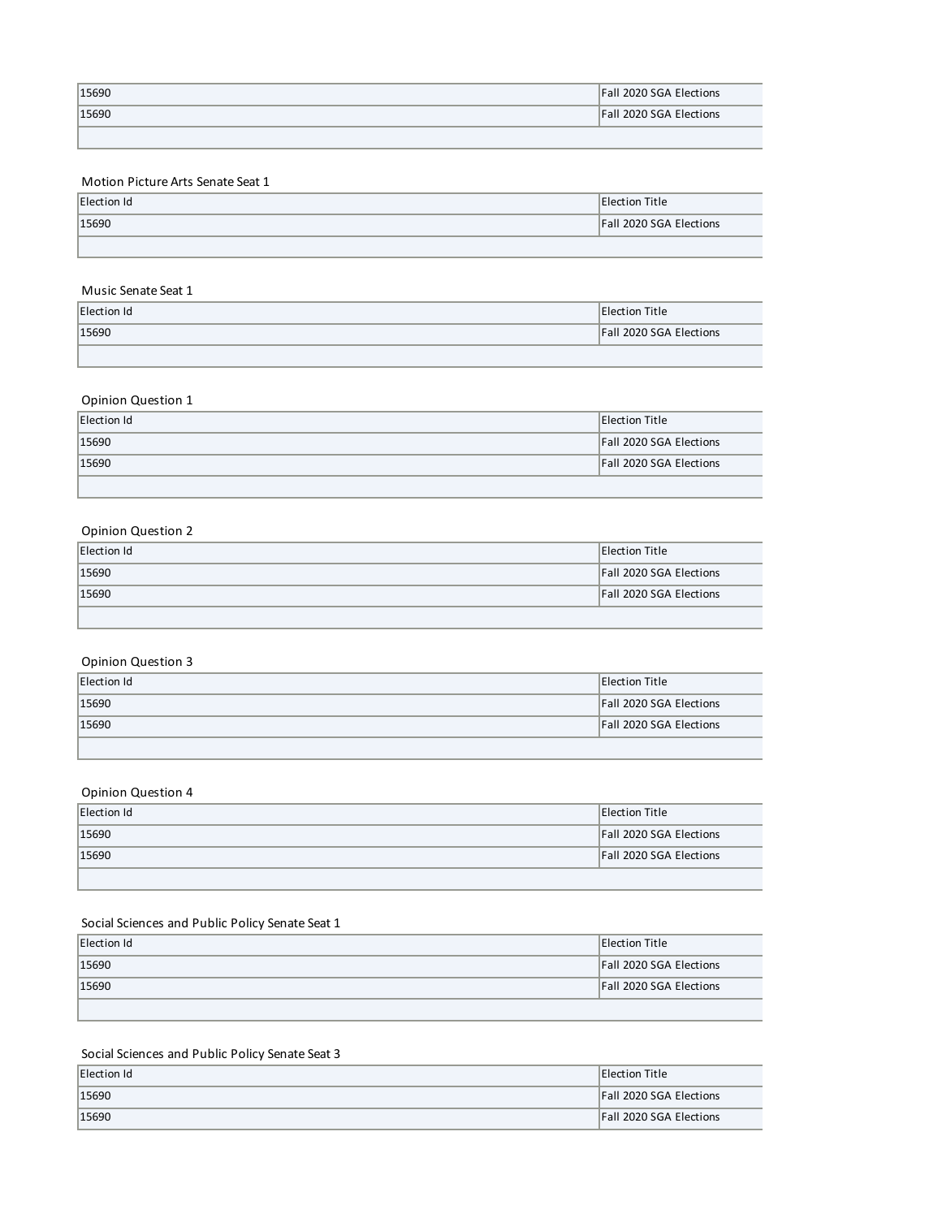| 15690 | Fall 2020 SGA Elections |
|---|---|
| 15690 | Fall 2020 SGA Elections |
| | |

Motion Picture Arts Senate Seat 1

| Election Id | Election Title |
|---|---|
| 15690 | Fall 2020 SGA Elections |
| | |

Music Senate Seat 1

| Election Id | Election Title |
|---|---|
| 15690 | Fall 2020 SGA Elections |
| | |

Opinion Question 1

| Election Id | Election Title |
|---|---|
| 15690 | Fall 2020 SGA Elections |
| 15690 | Fall 2020 SGA Elections |
| | |

Opinion Question 2

| Election Id | Election Title |
|---|---|
| 15690 | Fall 2020 SGA Elections |
| 15690 | Fall 2020 SGA Elections |
| | |

Opinion Question 3

| Election Id | Election Title |
|---|---|
| 15690 | Fall 2020 SGA Elections |
| 15690 | Fall 2020 SGA Elections |
| | |

Opinion Question 4

| Election Id | Election Title |
|---|---|
| 15690 | Fall 2020 SGA Elections |
| 15690 | Fall 2020 SGA Elections |
| | |

Social Sciences and Public Policy Senate Seat 1

| Election Id | Election Title |
|---|---|
| 15690 | Fall 2020 SGA Elections |
| 15690 | Fall 2020 SGA Elections |
| | |

Social Sciences and Public Policy Senate Seat 3

| Election Id | Election Title |
|---|---|
| 15690 | Fall 2020 SGA Elections |
| 15690 | Fall 2020 SGA Elections |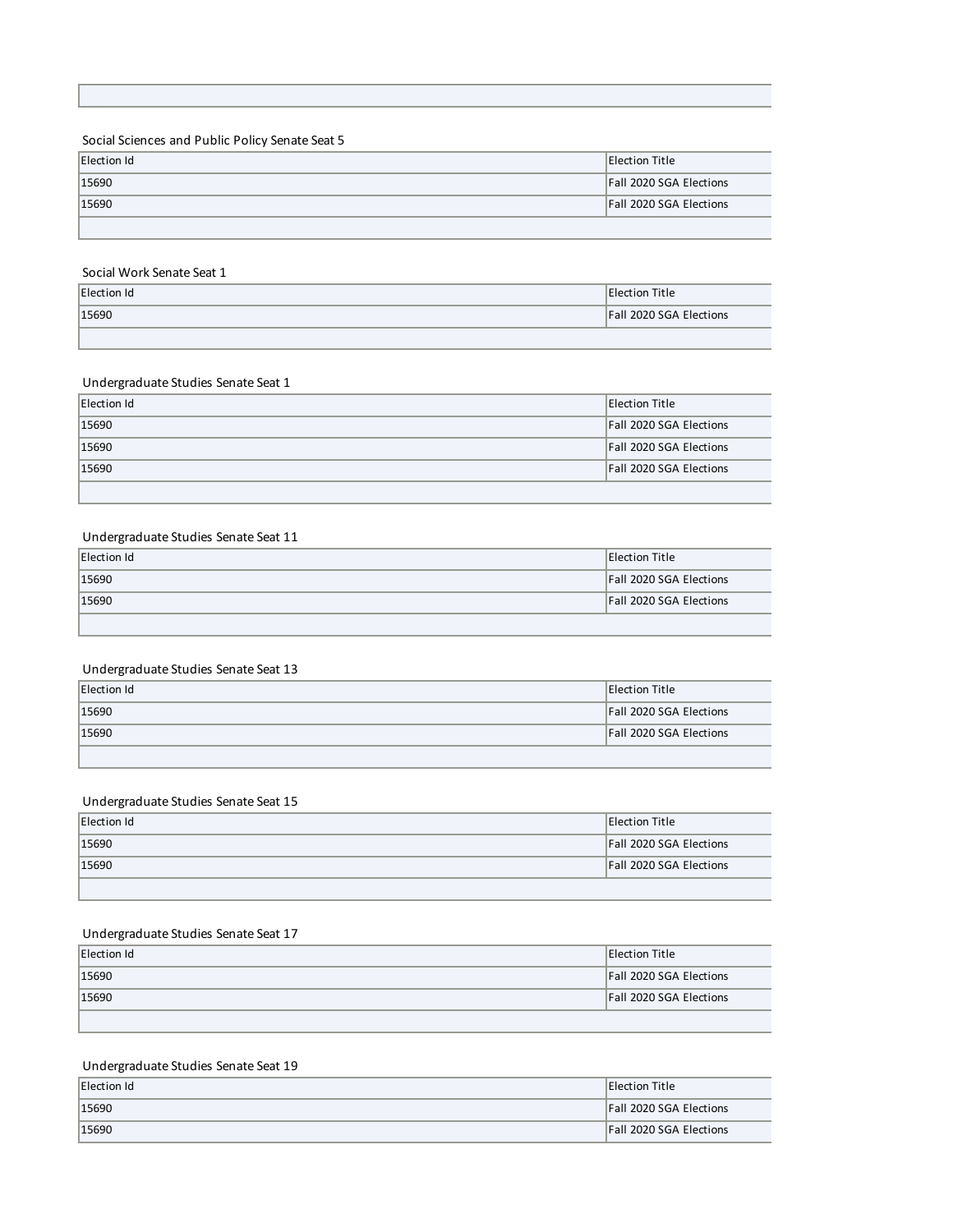Social Sciences and Public Policy Senate Seat 5

| Election Id | Election Title |
| --- | --- |
| 15690 | Fall 2020 SGA Elections |
| 15690 | Fall 2020 SGA Elections |

Social Work Senate Seat 1

| Election Id | Election Title |
| --- | --- |
| 15690 | Fall 2020 SGA Elections |

Undergraduate Studies Senate Seat 1

| Election Id | Election Title |
| --- | --- |
| 15690 | Fall 2020 SGA Elections |
| 15690 | Fall 2020 SGA Elections |
| 15690 | Fall 2020 SGA Elections |

Undergraduate Studies Senate Seat 11

| Election Id | Election Title |
| --- | --- |
| 15690 | Fall 2020 SGA Elections |
| 15690 | Fall 2020 SGA Elections |

Undergraduate Studies Senate Seat 13

| Election Id | Election Title |
| --- | --- |
| 15690 | Fall 2020 SGA Elections |
| 15690 | Fall 2020 SGA Elections |

Undergraduate Studies Senate Seat 15

| Election Id | Election Title |
| --- | --- |
| 15690 | Fall 2020 SGA Elections |
| 15690 | Fall 2020 SGA Elections |

Undergraduate Studies Senate Seat 17

| Election Id | Election Title |
| --- | --- |
| 15690 | Fall 2020 SGA Elections |
| 15690 | Fall 2020 SGA Elections |

Undergraduate Studies Senate Seat 19

| Election Id | Election Title |
| --- | --- |
| 15690 | Fall 2020 SGA Elections |
| 15690 | Fall 2020 SGA Elections |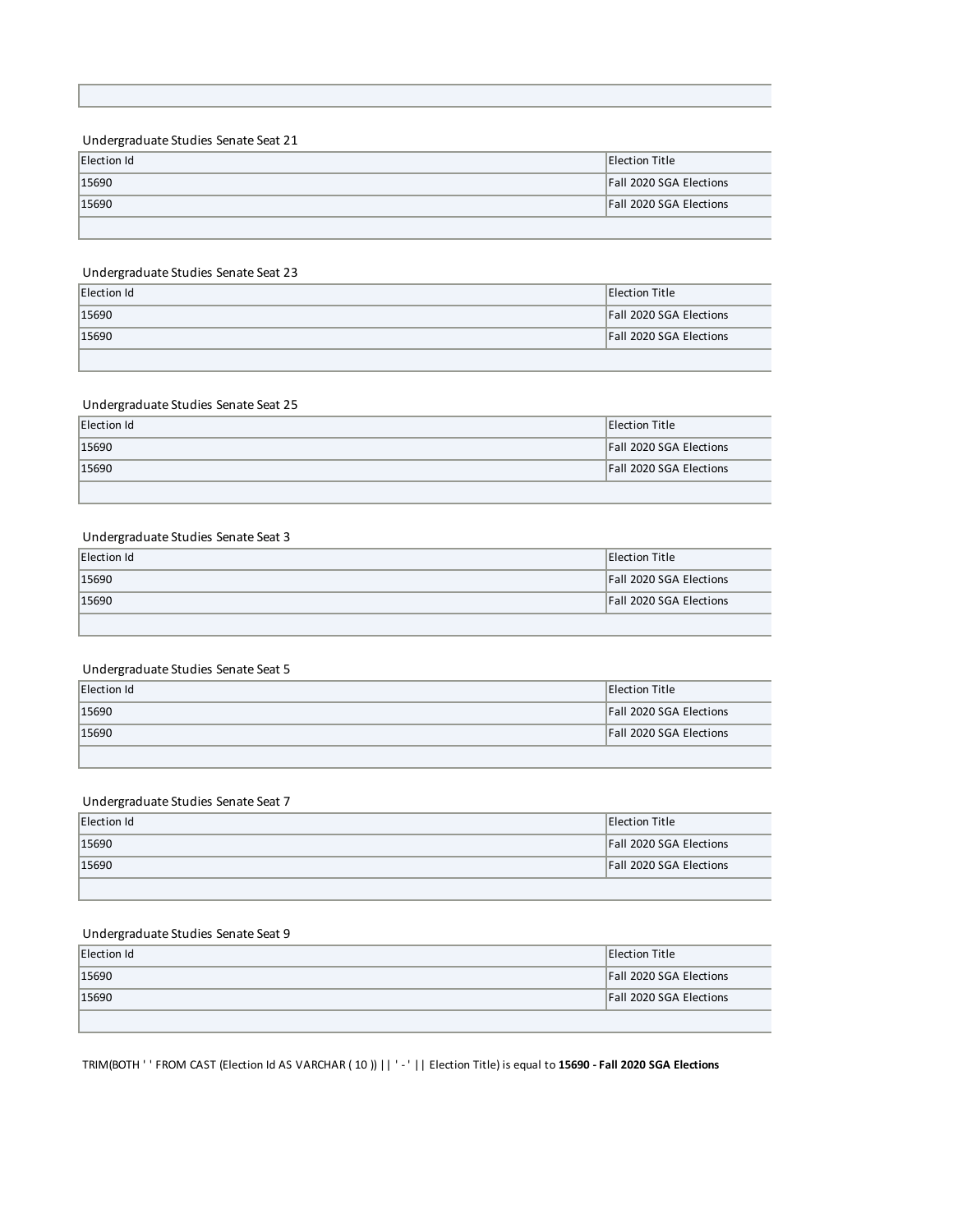Undergraduate Studies Senate Seat 21

| Election Id | Election Title |
| --- | --- |
| 15690 | Fall 2020 SGA Elections |
| 15690 | Fall 2020 SGA Elections |
| | |

Undergraduate Studies Senate Seat 23

| Election Id | Election Title |
| --- | --- |
| 15690 | Fall 2020 SGA Elections |
| 15690 | Fall 2020 SGA Elections |
| | |

Undergraduate Studies Senate Seat 25

| Election Id | Election Title |
| --- | --- |
| 15690 | Fall 2020 SGA Elections |
| 15690 | Fall 2020 SGA Elections |
| | |

Undergraduate Studies Senate Seat 3

| Election Id | Election Title |
| --- | --- |
| 15690 | Fall 2020 SGA Elections |
| 15690 | Fall 2020 SGA Elections |
| | |

Undergraduate Studies Senate Seat 5

| Election Id | Election Title |
| --- | --- |
| 15690 | Fall 2020 SGA Elections |
| 15690 | Fall 2020 SGA Elections |
| | |

Undergraduate Studies Senate Seat 7

| Election Id | Election Title |
| --- | --- |
| 15690 | Fall 2020 SGA Elections |
| 15690 | Fall 2020 SGA Elections |
| | |

Undergraduate Studies Senate Seat 9

| Election Id | Election Title |
| --- | --- |
| 15690 | Fall 2020 SGA Elections |
| 15690 | Fall 2020 SGA Elections |
| | |

TRIM(BOTH ' ' FROM CAST (Election Id AS VARCHAR ( 10 )) || ' - ' || Election Title) is equal to **15690 - Fall 2020 SGA Elections**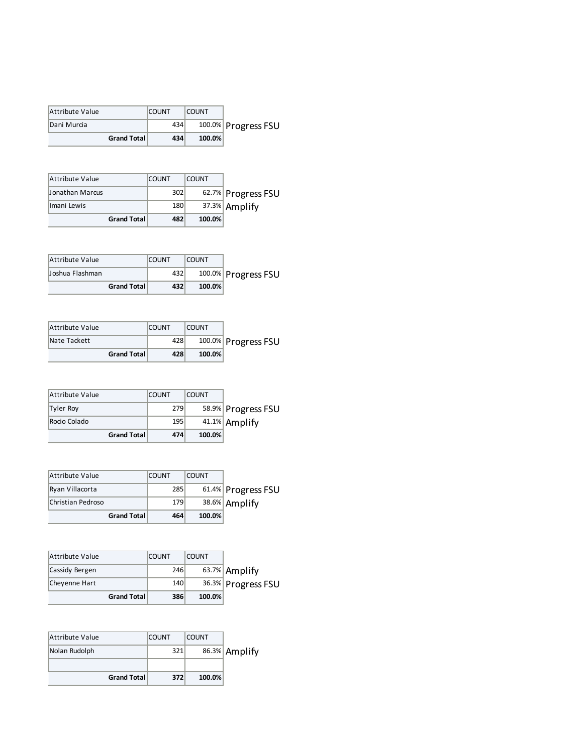| Attribute Value | COUNT | COUNT | |
|---|---|---|---|
| Dani Murcia | 434 | 100.0% | Progress FSU |
| **Grand Total** | **434** | **100.0%** | |

| Attribute Value | COUNT | COUNT | |
|---|---|---|---|
| Jonathan Marcus | 302 | 62.7% | Progress FSU |
| Imani Lewis | 180 | 37.3% | Amplify |
| **Grand Total** | **482** | **100.0%** | |

| Attribute Value | COUNT | COUNT | |
|---|---|---|---|
| Joshua Flashman | 432 | 100.0% | Progress FSU |
| **Grand Total** | **432** | **100.0%** | |

| Attribute Value | COUNT | COUNT | |
|---|---|---|---|
| Nate Tackett | 428 | 100.0% | Progress FSU |
| **Grand Total** | **428** | **100.0%** | |

| Attribute Value | COUNT | COUNT | |
|---|---|---|---|
| Tyler Roy | 279 | 58.9% | Progress FSU |
| Rocio Colado | 195 | 41.1% | Amplify |
| **Grand Total** | **474** | **100.0%** | |

| Attribute Value | COUNT | COUNT | |
|---|---|---|---|
| Ryan Villacorta | 285 | 61.4% | Progress FSU |
| Christian Pedroso | 179 | 38.6% | Amplify |
| **Grand Total** | **464** | **100.0%** | |

| Attribute Value | COUNT | COUNT | |
|---|---|---|---|
| Cassidy Bergen | 246 | 63.7% | Amplify |
| Cheyenne Hart | 140 | 36.3% | Progress FSU |
| **Grand Total** | **386** | **100.0%** | |

| Attribute Value | COUNT | COUNT | |
|---|---|---|---|
| Nolan Rudolph | 321 | 86.3% | Amplify |
| | | | |
| **Grand Total** | **372** | **100.0%** | |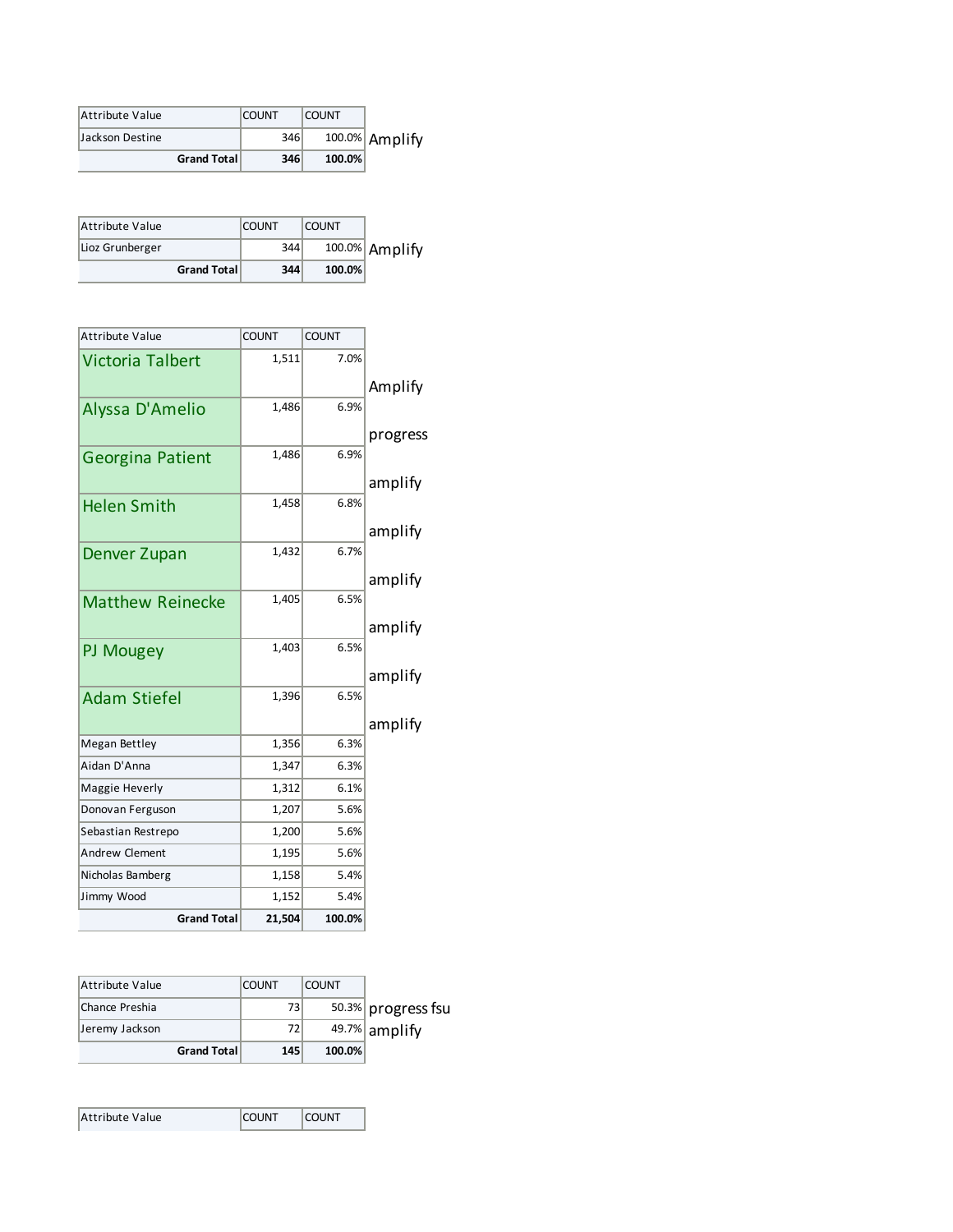| Attribute Value | COUNT | COUNT | |
|---|---|---|---|
| Jackson Destine | 346 | 100.0% | Amplify |
| **Grand Total** | **346** | **100.0%** | |

| Attribute Value | COUNT | COUNT | |
|---|---|---|---|
| Lioz Grunberger | 344 | 100.0% | Amplify |
| **Grand Total** | **344** | **100.0%** | |

| Attribute Value | COUNT | COUNT | |
|---|---|---|---|
| Victoria Talbert | 1,511 | 7.0% | Amplify |
| Alyssa D'Amelio | 1,486 | 6.9% | progress |
| Georgina Patient | 1,486 | 6.9% | amplify |
| Helen Smith | 1,458 | 6.8% | amplify |
| Denver Zupan | 1,432 | 6.7% | amplify |
| Matthew Reinecke | 1,405 | 6.5% | amplify |
| PJ Mougey | 1,403 | 6.5% | amplify |
| Adam Stiefel | 1,396 | 6.5% | amplify |
| Megan Bettley | 1,356 | 6.3% | |
| Aidan D'Anna | 1,347 | 6.3% | |
| Maggie Heverly | 1,312 | 6.1% | |
| Donovan Ferguson | 1,207 | 5.6% | |
| Sebastian Restrepo | 1,200 | 5.6% | |
| Andrew Clement | 1,195 | 5.6% | |
| Nicholas Bamberg | 1,158 | 5.4% | |
| Jimmy Wood | 1,152 | 5.4% | |
| **Grand Total** | **21,504** | **100.0%** | |

| Attribute Value | COUNT | COUNT | |
|---|---|---|---|
| Chance Preshia | 73 | 50.3% | progress fsu |
| Jeremy Jackson | 72 | 49.7% | amplify |
| **Grand Total** | **145** | **100.0%** | |

| Attribute Value | COUNT | COUNT |
|---|---|---|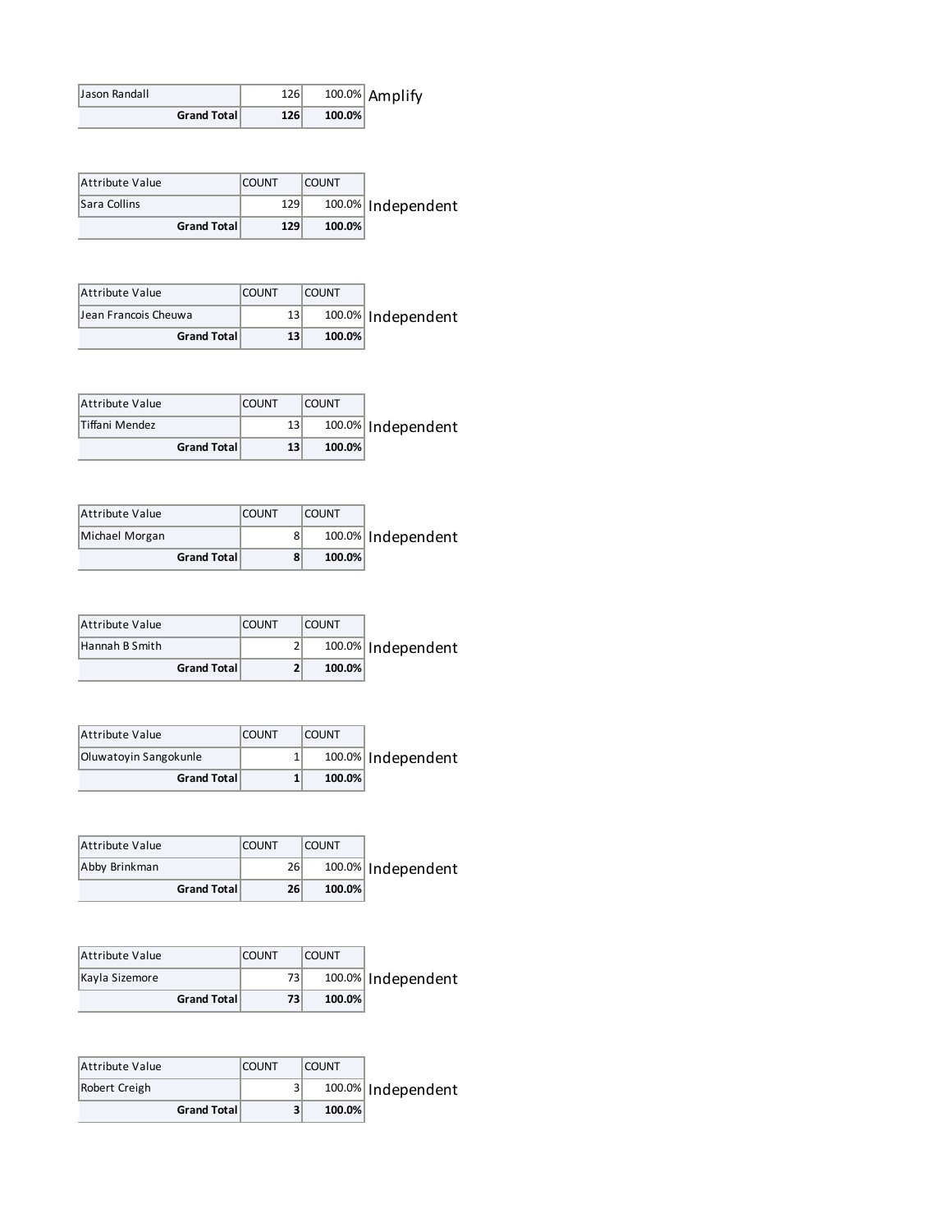| Jason Randall | 126 | 100.0% |
| --- | --- | --- |
| **Grand Total** | **126** | **100.0%** |

Amplify

| Attribute Value | COUNT | COUNT |
| --- | --- | --- |
| Sara Collins | 129 | 100.0% |
| **Grand Total** | **129** | **100.0%** |

Independent

| Attribute Value | COUNT | COUNT |
| --- | --- | --- |
| Jean Francois Cheuwa | 13 | 100.0% |
| **Grand Total** | **13** | **100.0%** |

Independent

| Attribute Value | COUNT | COUNT |
| --- | --- | --- |
| Tiffani Mendez | 13 | 100.0% |
| **Grand Total** | **13** | **100.0%** |

Independent

| Attribute Value | COUNT | COUNT |
| --- | --- | --- |
| Michael Morgan | 8 | 100.0% |
| **Grand Total** | **8** | **100.0%** |

Independent

| Attribute Value | COUNT | COUNT |
| --- | --- | --- |
| Hannah B Smith | 2 | 100.0% |
| **Grand Total** | **2** | **100.0%** |

Independent

| Attribute Value | COUNT | COUNT |
| --- | --- | --- |
| Oluwatoyin Sangokunle | 1 | 100.0% |
| **Grand Total** | **1** | **100.0%** |

Independent

| Attribute Value | COUNT | COUNT |
| --- | --- | --- |
| Abby Brinkman | 26 | 100.0% |
| **Grand Total** | **26** | **100.0%** |

Independent

| Attribute Value | COUNT | COUNT |
| --- | --- | --- |
| Kayla Sizemore | 73 | 100.0% |
| **Grand Total** | **73** | **100.0%** |

Independent

| Attribute Value | COUNT | COUNT |
| --- | --- | --- |
| Robert Creigh | 3 | 100.0% |
| **Grand Total** | **3** | **100.0%** |

Independent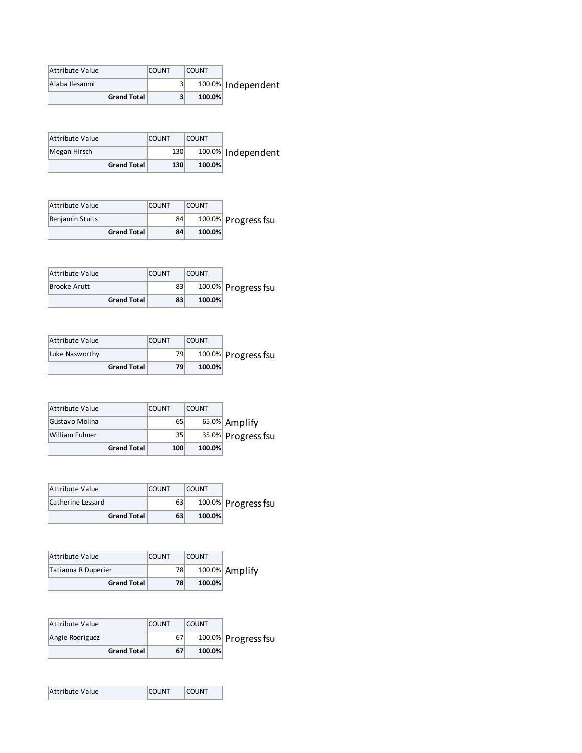| Attribute Value | COUNT | COUNT | |
|---|---|---|---|
| Alaba Ilesanmi | 3 | 100.0% | Independent |
| **Grand Total** | **3** | **100.0%** | |

| Attribute Value | COUNT | COUNT | |
|---|---|---|---|
| Megan Hirsch | 130 | 100.0% | Independent |
| **Grand Total** | **130** | **100.0%** | |

| Attribute Value | COUNT | COUNT | |
|---|---|---|---|
| Benjamin Stults | 84 | 100.0% | Progress fsu |
| **Grand Total** | **84** | **100.0%** | |

| Attribute Value | COUNT | COUNT | |
|---|---|---|---|
| Brooke Arutt | 83 | 100.0% | Progress fsu |
| **Grand Total** | **83** | **100.0%** | |

| Attribute Value | COUNT | COUNT | |
|---|---|---|---|
| Luke Nasworthy | 79 | 100.0% | Progress fsu |
| **Grand Total** | **79** | **100.0%** | |

| Attribute Value | COUNT | COUNT | |
|---|---|---|---|
| Gustavo Molina | 65 | 65.0% | Amplify |
| William Fulmer | 35 | 35.0% | Progress fsu |
| **Grand Total** | **100** | **100.0%** | |

| Attribute Value | COUNT | COUNT | |
|---|---|---|---|
| Catherine Lessard | 63 | 100.0% | Progress fsu |
| **Grand Total** | **63** | **100.0%** | |

| Attribute Value | COUNT | COUNT | |
|---|---|---|---|
| Tatianna R Duperier | 78 | 100.0% | Amplify |
| **Grand Total** | **78** | **100.0%** | |

| Attribute Value | COUNT | COUNT | |
|---|---|---|---|
| Angie Rodriguez | 67 | 100.0% | Progress fsu |
| **Grand Total** | **67** | **100.0%** | |

| Attribute Value | COUNT | COUNT |
|---|---|---|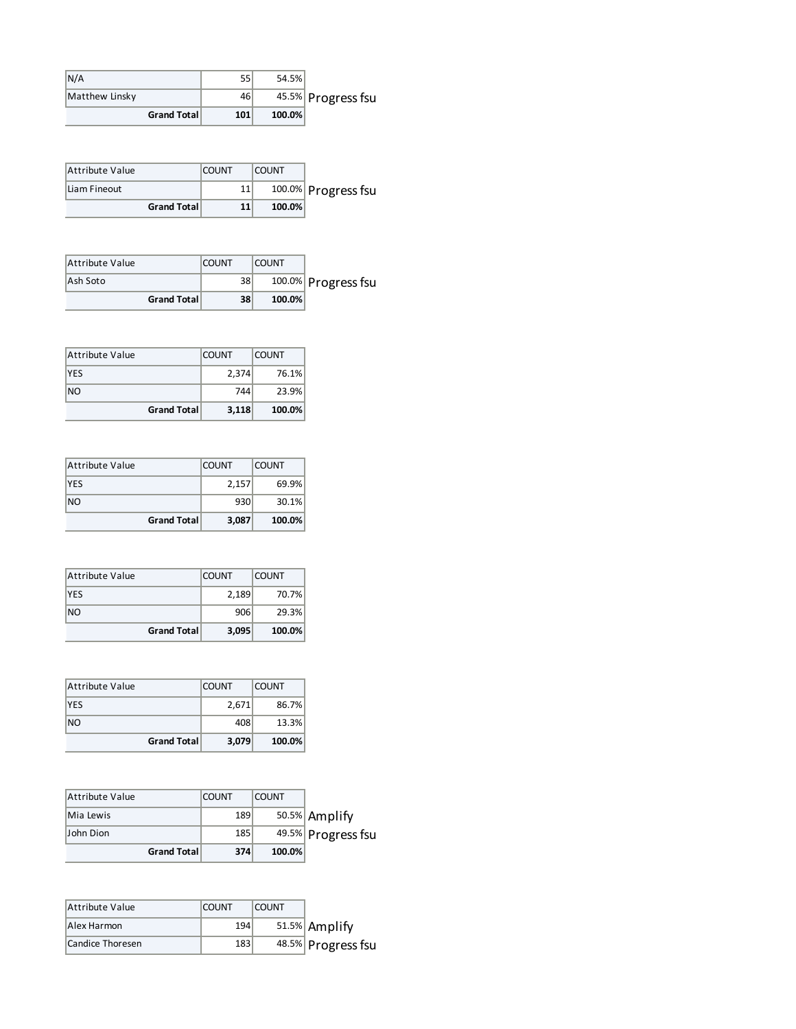| N/A | 55 | 54.5% | |
| --- | --- | --- | --- |
| Matthew Linsky | 46 | 45.5% | Progress fsu |
| **Grand Total** | **101** | **100.0%** | |

| Attribute Value | COUNT | COUNT | |
| --- | --- | --- | --- |
| Liam Fineout | 11 | 100.0% | Progress fsu |
| **Grand Total** | **11** | **100.0%** | |

| Attribute Value | COUNT | COUNT | |
| --- | --- | --- | --- |
| Ash Soto | 38 | 100.0% | Progress fsu |
| **Grand Total** | **38** | **100.0%** | |

| Attribute Value | COUNT | COUNT |
| --- | --- | --- |
| YES | 2,374 | 76.1% |
| NO | 744 | 23.9% |
| **Grand Total** | **3,118** | **100.0%** |

| Attribute Value | COUNT | COUNT |
| --- | --- | --- |
| YES | 2,157 | 69.9% |
| NO | 930 | 30.1% |
| **Grand Total** | **3,087** | **100.0%** |

| Attribute Value | COUNT | COUNT |
| --- | --- | --- |
| YES | 2,189 | 70.7% |
| NO | 906 | 29.3% |
| **Grand Total** | **3,095** | **100.0%** |

| Attribute Value | COUNT | COUNT |
| --- | --- | --- |
| YES | 2,671 | 86.7% |
| NO | 408 | 13.3% |
| **Grand Total** | **3,079** | **100.0%** |

| Attribute Value | COUNT | COUNT | |
| --- | --- | --- | --- |
| Mia Lewis | 189 | 50.5% | Amplify |
| John Dion | 185 | 49.5% | Progress fsu |
| **Grand Total** | **374** | **100.0%** | |

| Attribute Value | COUNT | COUNT | |
| --- | --- | --- | --- |
| Alex Harmon | 194 | 51.5% | Amplify |
| Candice Thoresen | 183 | 48.5% | Progress fsu |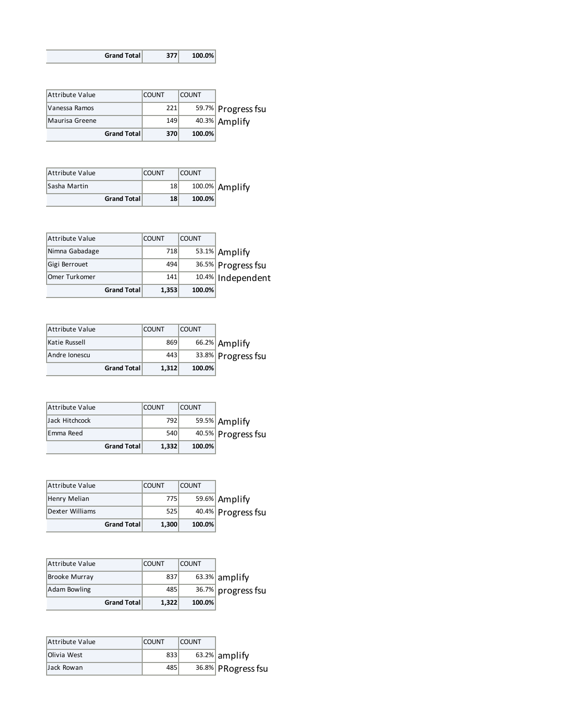| | | |
|---|---|---|
| **Grand Total** | **377** | **100.0%** |

| Attribute Value | COUNT | COUNT | |
|---|---|---|---|
| Vanessa Ramos | 221 | 59.7% | Progress fsu |
| Maurisa Greene | 149 | 40.3% | Amplify |
| **Grand Total** | **370** | **100.0%** | |

| Attribute Value | COUNT | COUNT | |
|---|---|---|---|
| Sasha Martin | 18 | 100.0% | Amplify |
| **Grand Total** | **18** | **100.0%** | |

| Attribute Value | COUNT | COUNT | |
|---|---|---|---|
| Nimna Gabadage | 718 | 53.1% | Amplify |
| Gigi Berrouet | 494 | 36.5% | Progress fsu |
| Omer Turkomer | 141 | 10.4% | Independent |
| **Grand Total** | **1,353** | **100.0%** | |

| Attribute Value | COUNT | COUNT | |
|---|---|---|---|
| Katie Russell | 869 | 66.2% | Amplify |
| Andre Ionescu | 443 | 33.8% | Progress fsu |
| **Grand Total** | **1,312** | **100.0%** | |

| Attribute Value | COUNT | COUNT | |
|---|---|---|---|
| Jack Hitchcock | 792 | 59.5% | Amplify |
| Emma Reed | 540 | 40.5% | Progress fsu |
| **Grand Total** | **1,332** | **100.0%** | |

| Attribute Value | COUNT | COUNT | |
|---|---|---|---|
| Henry Melian | 775 | 59.6% | Amplify |
| Dexter Williams | 525 | 40.4% | Progress fsu |
| **Grand Total** | **1,300** | **100.0%** | |

| Attribute Value | COUNT | COUNT | |
|---|---|---|---|
| Brooke Murray | 837 | 63.3% | amplify |
| Adam Bowling | 485 | 36.7% | progress fsu |
| **Grand Total** | **1,322** | **100.0%** | |

| Attribute Value | COUNT | COUNT | |
|---|---|---|---|
| Olivia West | 833 | 63.2% | amplify |
| Jack Rowan | 485 | 36.8% | PRogress fsu |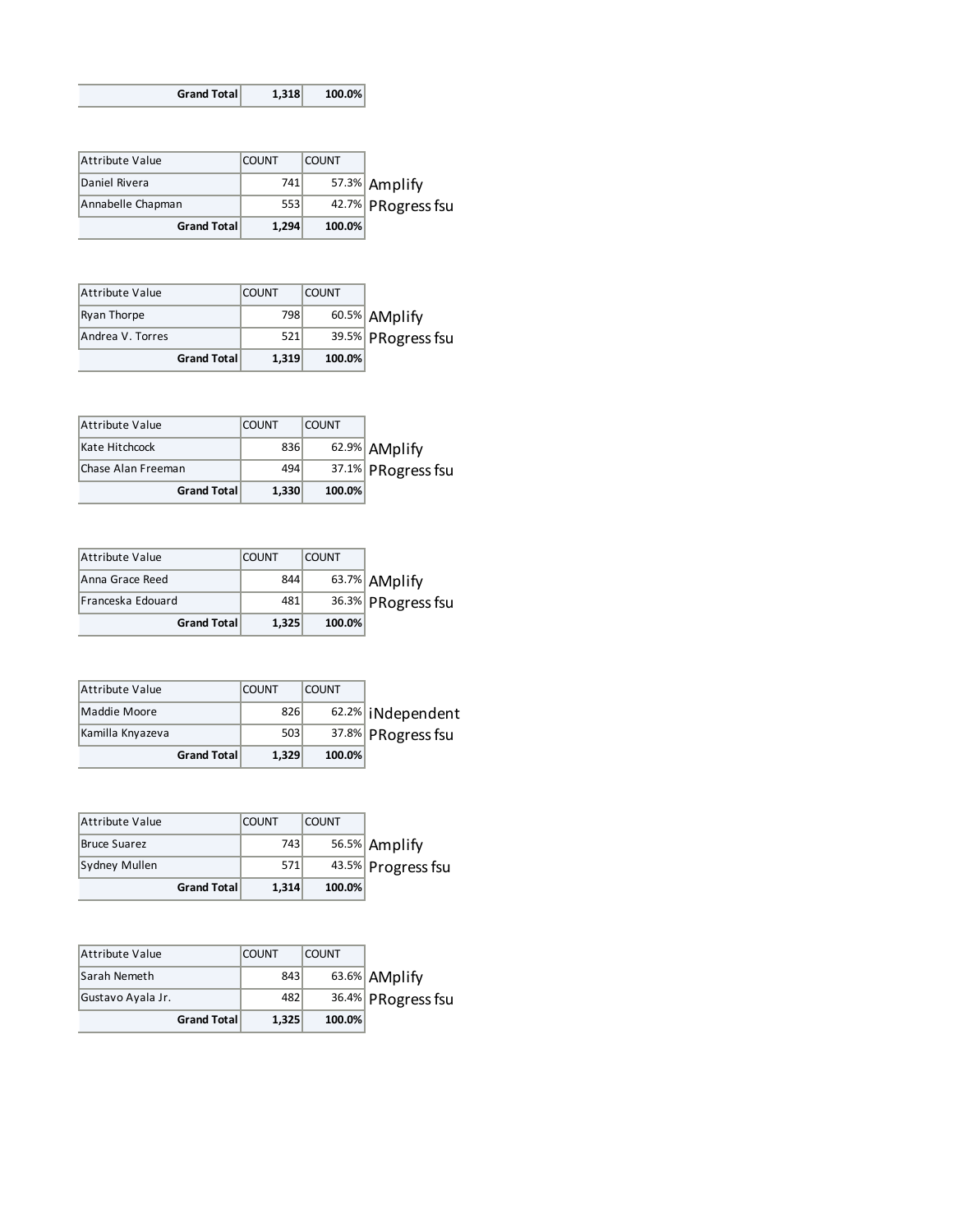| | | |
|---|---|---|
| **Grand Total** | **1,318** | **100.0%** |

| Attribute Value | COUNT | COUNT | |
|---|---|---|---|
| Daniel Rivera | 741 | 57.3% | Amplify |
| Annabelle Chapman | 553 | 42.7% | PRogress fsu |
| **Grand Total** | **1,294** | **100.0%** | |

| Attribute Value | COUNT | COUNT | |
|---|---|---|---|
| Ryan Thorpe | 798 | 60.5% | AMplify |
| Andrea V. Torres | 521 | 39.5% | PRogress fsu |
| **Grand Total** | **1,319** | **100.0%** | |

| Attribute Value | COUNT | COUNT | |
|---|---|---|---|
| Kate Hitchcock | 836 | 62.9% | AMplify |
| Chase Alan Freeman | 494 | 37.1% | PRogress fsu |
| **Grand Total** | **1,330** | **100.0%** | |

| Attribute Value | COUNT | COUNT | |
|---|---|---|---|
| Anna Grace Reed | 844 | 63.7% | AMplify |
| Franceska Edouard | 481 | 36.3% | PRogress fsu |
| **Grand Total** | **1,325** | **100.0%** | |

| Attribute Value | COUNT | COUNT | |
|---|---|---|---|
| Maddie Moore | 826 | 62.2% | iNdependent |
| Kamilla Knyazeva | 503 | 37.8% | PRogress fsu |
| **Grand Total** | **1,329** | **100.0%** | |

| Attribute Value | COUNT | COUNT | |
|---|---|---|---|
| Bruce Suarez | 743 | 56.5% | Amplify |
| Sydney Mullen | 571 | 43.5% | Progress fsu |
| **Grand Total** | **1,314** | **100.0%** | |

| Attribute Value | COUNT | COUNT | |
|---|---|---|---|
| Sarah Nemeth | 843 | 63.6% | AMplify |
| Gustavo Ayala Jr. | 482 | 36.4% | PRogress fsu |
| **Grand Total** | **1,325** | **100.0%** | |